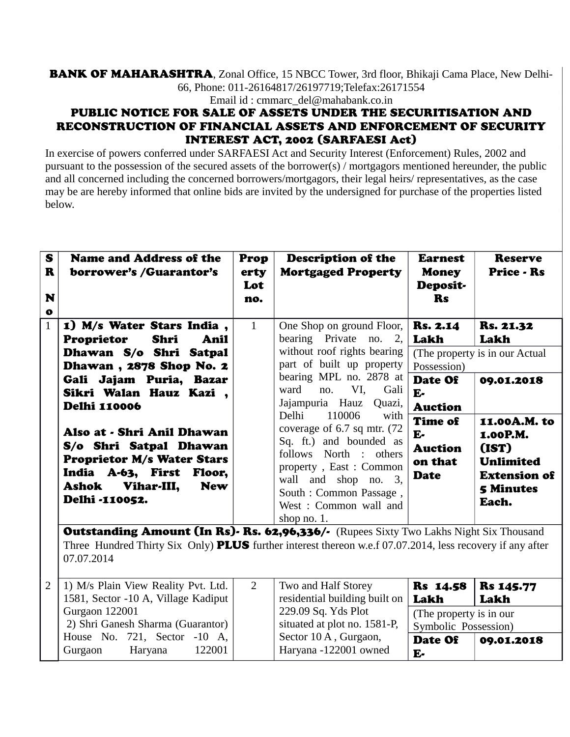**BANK OF MAHARASHTRA**, Zonal Office, 15 NBCC Tower, 3rd floor, Bhikaji Cama Place, New Delhi-66, Phone: 011-26164817/26197719;Telefax:26171554
Email id : cmmarc_del@mahabank.co.in

## PUBLIC NOTICE FOR SALE OF ASSETS UNDER THE SECURITISATION AND RECONSTRUCTION OF FINANCIAL ASSETS AND ENFORCEMENT OF SECURITY INTEREST ACT, 2002 (SARFAESI Act)

In exercise of powers conferred under SARFAESI Act and Security Interest (Enforcement) Rules, 2002 and pursuant to the possession of the secured assets of the borrower(s) / mortgagors mentioned hereunder, the public and all concerned including the concerned borrowers/mortgagors, their legal heirs/ representatives, as the case may be are hereby informed that online bids are invited by the undersigned for purchase of the properties listed below.

| SR No | Name and Address of the borrower's /Guarantor's | Property Lot no. | Description of the Mortgaged Property | Earnest Money Deposit- Rs | Reserve Price - Rs |
|---|---|---|---|---|---|
| 1 | **1) M/s Water Stars India , Proprietor Shri Anil Dhawan S/o Shri Satpal Dhawan , 2878 Shop No. 2 Gali Jajam Puria, Bazar Sikri Walan Hauz Kazi , Delhi 110006**<br><br>**Also at - Shri Anil Dhawan S/o Shri Satpal Dhawan Proprietor M/s Water Stars India A-63, First Floor, Ashok Vihar-III, New Delhi -110052.** | 1 | One Shop on ground Floor, bearing Private no. 2, without roof rights bearing part of built up property bearing MPL no. 2878 at ward no. VI, Gali Jajampuria Hauz Quazi, Delhi 110006 with coverage of 6.7 sq mtr. (72 Sq. ft.) and bounded as follows North : others property , East : Common wall and shop no. 3, South : Common Passage , West : Common wall and shop no. 1. | **Rs. 2.14 Lakh** | **Rs. 21.32 Lakh** |
| | | | | (The property is in our Actual Possession) | |
| | | | | **Date Of E-Auction** | **09.01.2018** |
| | | | | **Time of E-Auction on that Date** | **11.00A.M. to 1.00P.M. (IST) Unlimited Extension of 5 Minutes Each.** |
| | **Outstanding Amount (In Rs)- Rs. 62,96,336/-** (Rupees Sixty Two Lakhs Night Six Thousand Three Hundred Thirty Six Only) **PLUS** further interest thereon w.e.f 07.07.2014, less recovery if any after 07.07.2014 | | | | |
| 2 | 1) M/s Plain View Reality Pvt. Ltd. 1581, Sector -10 A, Village Kadiput Gurgaon 122001<br>2) Shri Ganesh Sharma (Guarantor) House No. 721, Sector -10 A, Gurgaon Haryana 122001 | 2 | Two and Half Storey residential building built on 229.09 Sq. Yds Plot situated at plot no. 1581-P, Sector 10 A , Gurgaon, Haryana -122001 owned | **Rs 14.58 Lakh** | **Rs 145.77 Lakh** |
| | | | | (The property is in our Symbolic Possession) | |
| | | | | **Date Of E-** | **09.01.2018** |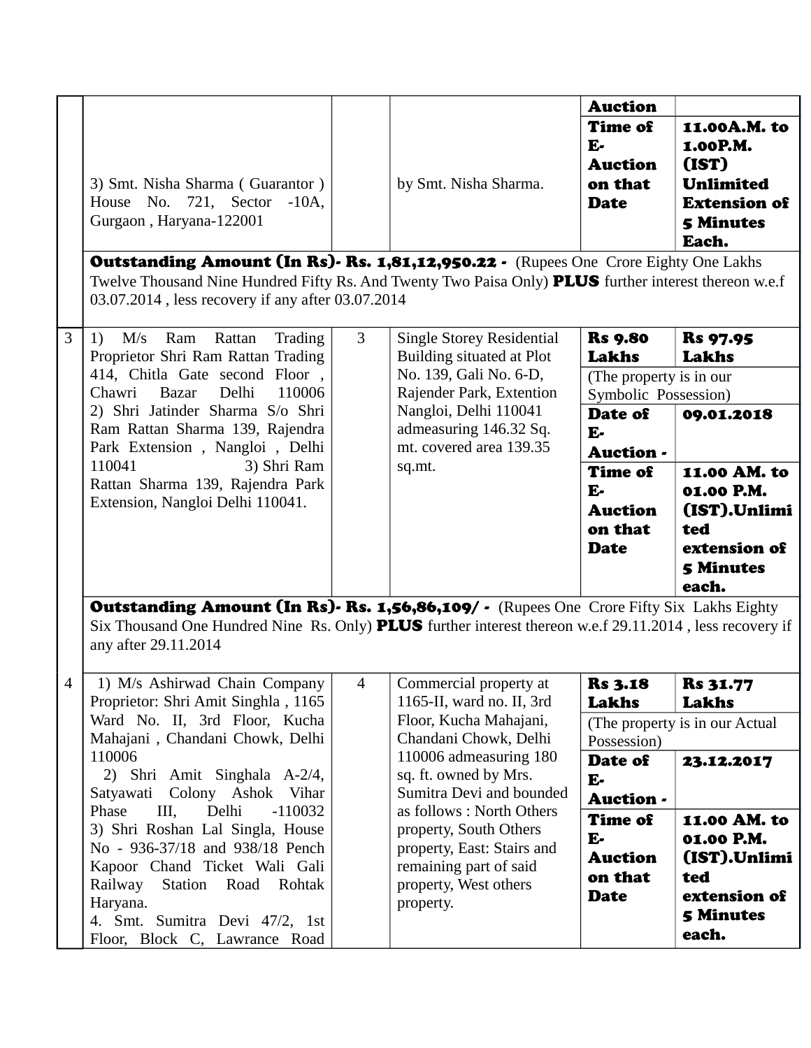| | | | | | |
|---|---|---|---|---|---|
| | 3) Smt. Nisha Sharma ( Guarantor ) House No. 721, Sector -10A, Gurgaon , Haryana-122001 | | by Smt. Nisha Sharma. | **Auction** | |
| | | | | **Time of E-Auction on that Date** | **11.00A.M. to 1.00P.M. (IST) Unlimited Extension of 5 Minutes Each.** |
| | **Outstanding Amount (In Rs)- Rs. 1,81,12,950.22 -** (Rupees One Crore Eighty One Lakhs Twelve Thousand Nine Hundred Fifty Rs. And Twenty Two Paisa Only) **PLUS** further interest thereon w.e.f 03.07.2014 , less recovery if any after 03.07.2014 | | | | |
| 3 | 1) M/s Ram Rattan Trading Proprietor Shri Ram Rattan Trading 414, Chitla Gate second Floor , Chawri Bazar Delhi 110006 2) Shri Jatinder Sharma S/o Shri Ram Rattan Sharma 139, Rajendra Park Extension , Nangloi , Delhi 110041 3) Shri Ram Rattan Sharma 139, Rajendra Park Extension, Nangloi Delhi 110041. | 3 | Single Storey Residential Building situated at Plot No. 139, Gali No. 6-D, Rajender Park, Extention Nangloi, Delhi 110041 admeasuring 146.32 Sq. mt. covered area 139.35 sq.mt. | **Rs 9.80 Lakhs** | **Rs 97.95 Lakhs** |
| | | | | (The property is in our Symbolic Possession) | |
| | | | | **Date of E-Auction -** | **09.01.2018** |
| | | | | **Time of E-Auction on that Date** | **11.00 AM. to 01.00 P.M. (IST).Unlimited extension of 5 Minutes each.** |
| | **Outstanding Amount (In Rs)- Rs. 1,56,86,109/ -** (Rupees One Crore Fifty Six Lakhs Eighty Six Thousand One Hundred Nine Rs. Only) **PLUS** further interest thereon w.e.f 29.11.2014 , less recovery if any after 29.11.2014 | | | | |
| 4 | 1) M/s Ashirwad Chain Company Proprietor: Shri Amit Singhla , 1165 Ward No. II, 3rd Floor, Kucha Mahajani , Chandani Chowk, Delhi 110006 2) Shri Amit Singhala A-2/4, Satyawati Colony Ashok Vihar Phase III, Delhi -110032 3) Shri Roshan Lal Singla, House No - 936-37/18 and 938/18 Pench Kapoor Chand Ticket Wali Gali Railway Station Road Rohtak Haryana. 4. Smt. Sumitra Devi 47/2, 1st Floor, Block C, Lawrance Road | 4 | Commercial property at 1165-II, ward no. II, 3rd Floor, Kucha Mahajani, Chandani Chowk, Delhi 110006 admeasuring 180 sq. ft. owned by Mrs. Sumitra Devi and bounded as follows : North Others property, South Others property, East: Stairs and remaining part of said property, West others property. | **Rs 3.18 Lakhs** | **Rs 31.77 Lakhs** |
| | | | | (The property is in our Actual Possession) | |
| | | | | **Date of E-Auction -** | **23.12.2017** |
| | | | | **Time of E-Auction on that Date** | **11.00 AM. to 01.00 P.M. (IST).Unlimited extension of 5 Minutes each.** |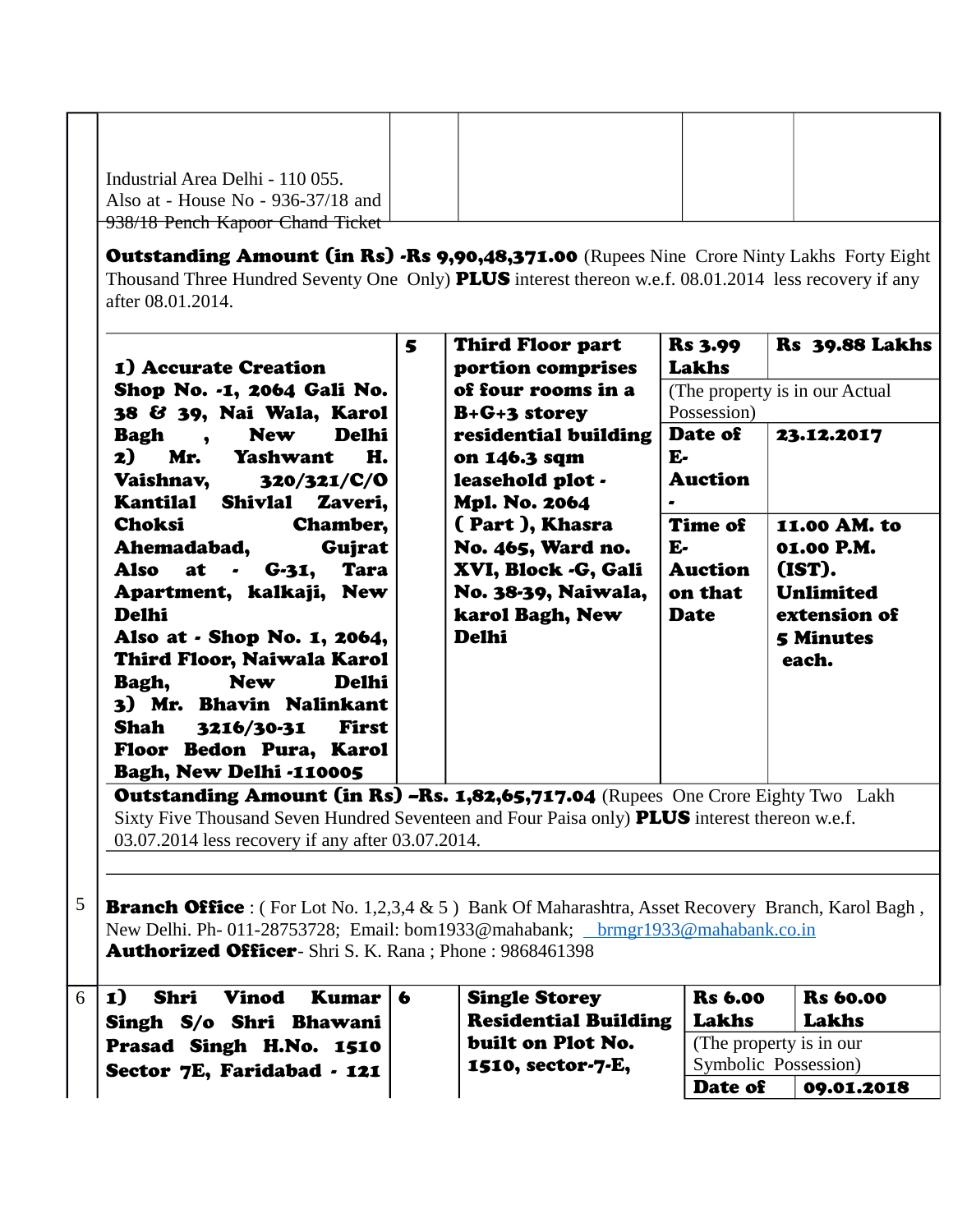| | | | | | |
|---|---|---|---|---|---|
| | Industrial Area Delhi - 110 055. Also at - House No - 936-37/18 and 938/18 Pench Kapoor Chand Ticket | | | | |

**Outstanding Amount (in Rs) -Rs 9,90,48,371.00** (Rupees Nine Crore Ninty Lakhs Forty Eight Thousand Three Hundred Seventy One Only) **PLUS** interest thereon w.e.f. 08.01.2014 less recovery if any after 08.01.2014.

| | | | | |
|---|---|---|---|---|
| **1) Accurate Creation Shop No. -1, 2064 Gali No. 38 & 39, Nai Wala, Karol Bagh , New Delhi 2) Mr. Yashwant H. Vaishnav, 320/321/C/O Kantilal Shivlal Zaveri, Choksi Chamber, Ahemadabad, Gujrat Also at - G-31, Tara Apartment, kalkaji, New Delhi Also at - Shop No. 1, 2064, Third Floor, Naiwala Karol Bagh, New Delhi 3) Mr. Bhavin Nalinkant Shah 3216/30-31 First Floor Bedon Pura, Karol Bagh, New Delhi -110005** | **5** | **Third Floor part portion comprises of four rooms in a B+G+3 storey residential building on 146.3 sqm leasehold plot - Mpl. No. 2064 ( Part ), Khasra No. 465, Ward no. XVI, Block -G, Gali No. 38-39, Naiwala, karol Bagh, New Delhi** | **Rs 3.99 Lakhs** | **Rs 39.88 Lakhs** |
| | | | (The property is in our Actual Possession) | |
| | | | **Date of E-Auction -** | **23.12.2017** |
| | | | **Time of E-Auction on that Date** | **11.00 AM. to 01.00 P.M. (IST). Unlimited extension of 5 Minutes each.** |

**Outstanding Amount (in Rs) –Rs. 1,82,65,717.04** (Rupees One Crore Eighty Two Lakh Sixty Five Thousand Seven Hundred Seventeen and Four Paisa only) **PLUS** interest thereon w.e.f. 03.07.2014 less recovery if any after 03.07.2014.

5 **Branch Office** : ( For Lot No. 1,2,3,4 & 5 ) Bank Of Maharashtra, Asset Recovery Branch, Karol Bagh , New Delhi. Ph- 011-28753728; Email: bom1933@mahabank; brmgr1933@mahabank.co.in
**Authorized Officer**- Shri S. K. Rana ; Phone : 9868461398

| | | | | | |
|---|---|---|---|---|---|
| 6 | **1) Shri Vinod Kumar Singh S/o Shri Bhawani Prasad Singh H.No. 1510 Sector 7E, Faridabad - 121** | **6** | **Single Storey Residential Building built on Plot No. 1510, sector-7-E,** | **Rs 6.00 Lakhs** | **Rs 60.00 Lakhs** |
| | | | | (The property is in our Symbolic Possession) | |
| | | | | **Date of** | **09.01.2018** |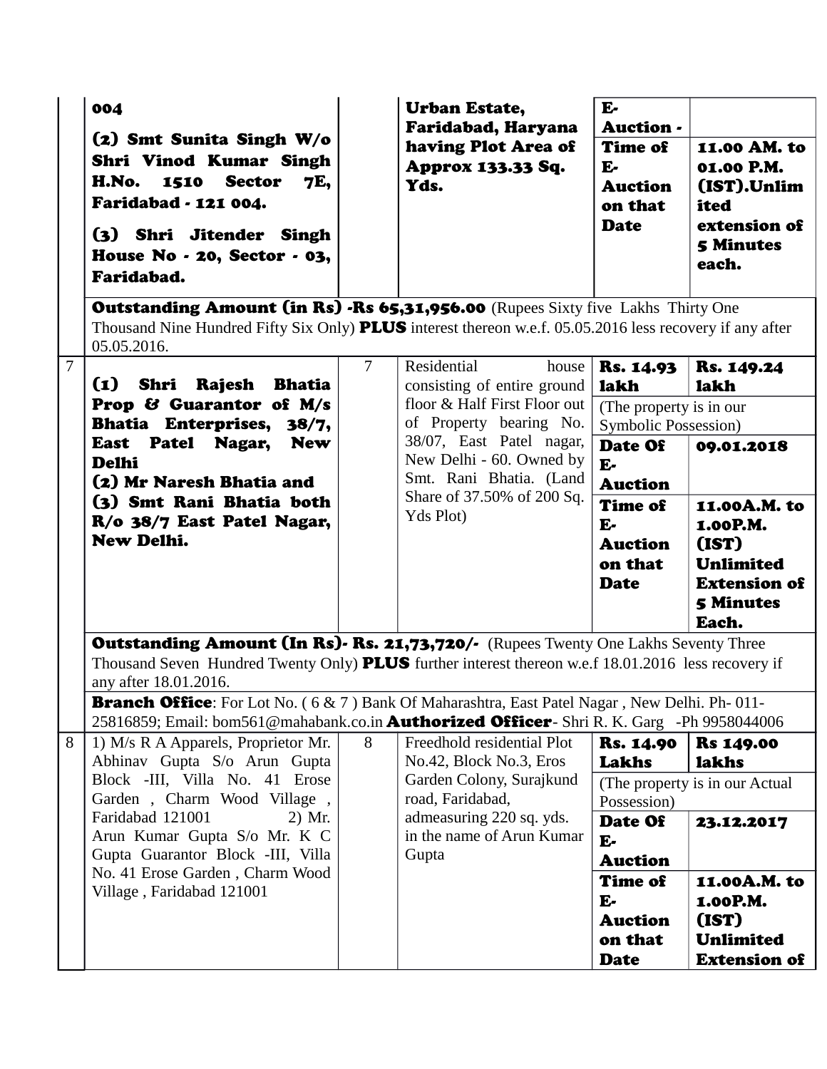| | | | | | |
|---|---|---|---|---|---|
| | 004<br>(2) Smt Sunita Singh W/o Shri Vinod Kumar Singh H.No. 1510 Sector 7E, Faridabad - 121 004.<br>(3) Shri Jitender Singh House No - 20, Sector - 03, Faridabad. | | Urban Estate, Faridabad, Haryana having Plot Area of Approx 133.33 Sq. Yds. | E-Auction - | |
| | | | | Time of E-Auction on that Date | 11.00 AM. to 01.00 P.M. (IST).Unlimited extension of 5 Minutes each. |
| | **Outstanding Amount (in Rs) -Rs 65,31,956.00** (Rupees Sixty five Lakhs Thirty One Thousand Nine Hundred Fifty Six Only) **PLUS** interest thereon w.e.f. 05.05.2016 less recovery if any after 05.05.2016. | | | | |
| 7 | **(1) Shri Rajesh Bhatia Prop & Guarantor of M/s Bhatia Enterprises, 38/7, East Patel Nagar, New Delhi**<br>**(2) Mr Naresh Bhatia and**<br>**(3) Smt Rani Bhatia both R/o 38/7 East Patel Nagar, New Delhi.** | 7 | Residential house consisting of entire ground floor & Half First Floor out of Property bearing No. 38/07, East Patel nagar, New Delhi - 60. Owned by Smt. Rani Bhatia. (Land Share of 37.50% of 200 Sq. Yds Plot) | **Rs. 14.93 lakh** | **Rs. 149.24 lakh** |
| | | | | (The property is in our Symbolic Possession) | |
| | | | | **Date Of E-Auction** | **09.01.2018** |
| | | | | **Time of E-Auction on that Date** | **11.00A.M. to 1.00P.M. (IST) Unlimited Extension of 5 Minutes Each.** |
| | **Outstanding Amount (In Rs)- Rs. 21,73,720/-** (Rupees Twenty One Lakhs Seventy Three Thousand Seven Hundred Twenty Only) **PLUS** further interest thereon w.e.f 18.01.2016 less recovery if any after 18.01.2016. | | | | |
| | **Branch Office**: For Lot No. ( 6 & 7 ) Bank Of Maharashtra, East Patel Nagar , New Delhi. Ph- 011-25816859; Email: bom561@mahabank.co.in **Authorized Officer**- Shri R. K. Garg -Ph 9958044006 | | | | |
| 8 | 1) M/s R A Apparels, Proprietor Mr. Abhinav Gupta S/o Arun Gupta Block -III, Villa No. 41 Erose Garden , Charm Wood Village , Faridabad 121001 2) Mr. Arun Kumar Gupta S/o Mr. K C Gupta Guarantor Block -III, Villa No. 41 Erose Garden , Charm Wood Village , Faridabad 121001 | 8 | Freedhold residential Plot No.42, Block No.3, Eros Garden Colony, Surajkund road, Faridabad, admeasuring 220 sq. yds. in the name of Arun Kumar Gupta | **Rs. 14.90 Lakhs** | **Rs 149.00 lakhs** |
| | | | | (The property is in our Actual Possession) | |
| | | | | **Date Of E-Auction** | **23.12.2017** |
| | | | | **Time of E-Auction on that Date** | **11.00A.M. to 1.00P.M. (IST) Unlimited Extension of** |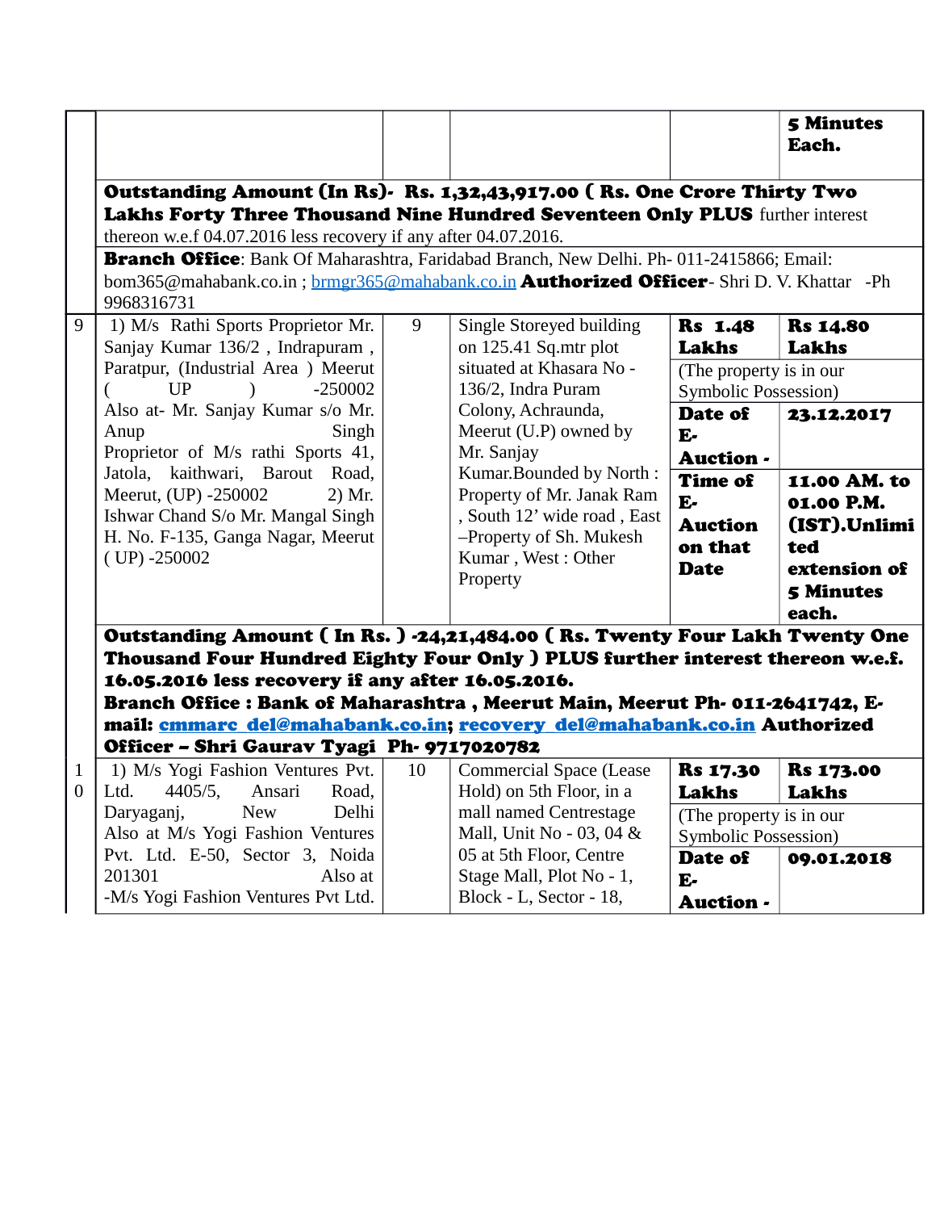| | | | | | |
|---|---|---|---|---|---|
| | | | | | **5 Minutes Each.** |
| | **Outstanding Amount (In Rs)- Rs. 1,32,43,917.00 ( Rs. One Crore Thirty Two Lakhs Forty Three Thousand Nine Hundred Seventeen Only PLUS** further interest thereon w.e.f 04.07.2016 less recovery if any after 04.07.2016. | | | | |
| | **Branch Office**: Bank Of Maharashtra, Faridabad Branch, New Delhi. Ph- 011-2415866; Email: bom365@mahabank.co.in ; brmgr365@mahabank.co.in **Authorized Officer**- Shri D. V. Khattar -Ph 9968316731 | | | | |
| 9 | 1) M/s Rathi Sports Proprietor Mr. Sanjay Kumar 136/2 , Indrapuram , Paratpur, (Industrial Area ) Meerut ( UP ) -250002 Also at- Mr. Sanjay Kumar s/o Mr. Anup Singh Proprietor of M/s rathi Sports 41, Jatola, kaithwari, Barout Road, Meerut, (UP) -250002 2) Mr. Ishwar Chand S/o Mr. Mangal Singh H. No. F-135, Ganga Nagar, Meerut ( UP) -250002 | 9 | Single Storeyed building on 125.41 Sq.mtr plot situated at Khasara No - 136/2, Indra Puram Colony, Achraunda, Meerut (U.P) owned by Mr. Sanjay Kumar.Bounded by North : Property of Mr. Janak Ram , South 12' wide road , East –Property of Sh. Mukesh Kumar , West : Other Property | **Rs 1.48 Lakhs** | **Rs 14.80 Lakhs** |
| | | | | (The property is in our Symbolic Possession) | |
| | | | | **Date of E-Auction -** | **23.12.2017** |
| | | | | **Time of E-Auction on that Date** | **11.00 AM. to 01.00 P.M. (IST).Unlimited extension of 5 Minutes each.** |
| | **Outstanding Amount ( In Rs. ) -24,21,484.00 ( Rs. Twenty Four Lakh Twenty One Thousand Four Hundred Eighty Four Only ) PLUS further interest thereon w.e.f. 16.05.2016 less recovery if any after 16.05.2016.** | | | | |
| | **Branch Office : Bank of Maharashtra , Meerut Main, Meerut Ph- 011-2641742, E-mail: cmmarc_del@mahabank.co.in; recovery_del@mahabank.co.in Authorized Officer – Shri Gaurav Tyagi Ph- 9717020782** | | | | |
| 10 | 1) M/s Yogi Fashion Ventures Pvt. Ltd. 4405/5, Ansari Road, Daryaganj, New Delhi Also at M/s Yogi Fashion Ventures Pvt. Ltd. E-50, Sector 3, Noida 201301 Also at -M/s Yogi Fashion Ventures Pvt Ltd. | 10 | Commercial Space (Lease Hold) on 5th Floor, in a mall named Centrestage Mall, Unit No - 03, 04 & 05 at 5th Floor, Centre Stage Mall, Plot No - 1, Block - L, Sector - 18, | **Rs 17.30 Lakhs** | **Rs 173.00 Lakhs** |
| | | | | (The property is in our Symbolic Possession) | |
| | | | | **Date of E-Auction -** | **09.01.2018** |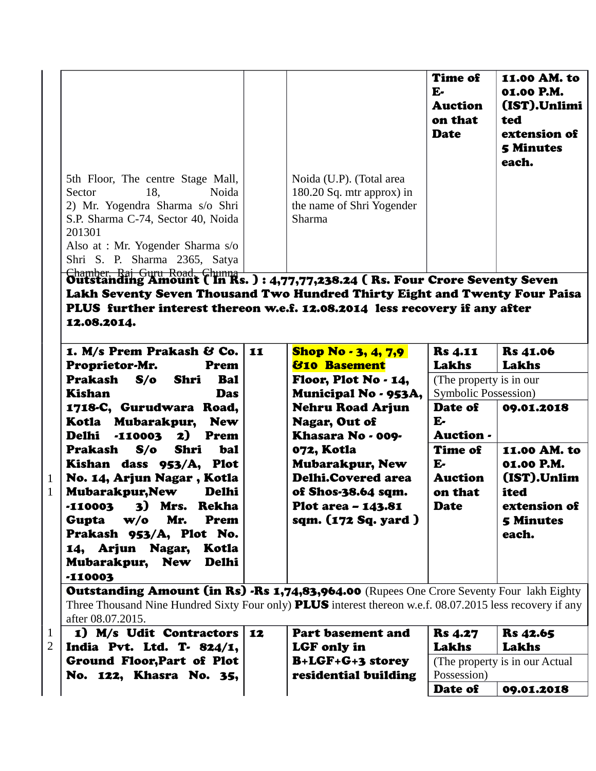| | | | | | |
|---|---|---|---|---|---|
| | 5th Floor, The centre Stage Mall, Sector 18, Noida<br>2) Mr. Yogendra Sharma s/o Shri S.P. Sharma C-74, Sector 40, Noida 201301<br>Also at : Mr. Yogender Sharma s/o Shri S. P. Sharma 2365, Satya Chamber, Raj Guru Road, Chunna | | Noida (U.P). (Total area 180.20 Sq. mtr approx) in the name of Shri Yogender Sharma | **Time of E-Auction on that Date** | **11.00 AM. to 01.00 P.M. (IST).Unlimited extension of 5 Minutes each.** |
| | **Outstanding Amount ( In Rs. ) : 4,77,77,238.24 ( Rs. Four Crore Seventy Seven Lakh Seventy Seven Thousand Two Hundred Thirty Eight and Twenty Four Paisa PLUS further interest thereon w.e.f. 12.08.2014 less recovery if any after 12.08.2014.** | | | | |
| 11 | **1. M/s Prem Prakash & Co. Proprietor-Mr. Prem Prakash S/o Shri Bal Kishan Das 1718-C, Gurudwara Road, Kotla Mubarakpur, New Delhi -110003 2) Prem Prakash S/o Shri bal Kishan dass 953/A, Plot No. 14, Arjun Nagar , Kotla Mubarakpur,New Delhi -110003 3) Mrs. Rekha Gupta w/o Mr. Prem Prakash 953/A, Plot No. 14, Arjun Nagar, Kotla Mubarakpur, New Delhi -110003** | **11** | **Shop No - 3, 4, 7,9 &10 Basement Floor, Plot No - 14, Municipal No - 953A, Nehru Road Arjun Nagar, Out of Khasara No - 009-072, Kotla Mubarakpur, New Delhi.Covered area of Shos-38.64 sqm. Plot area – 143.81 sqm. (172 Sq. yard )** | **Rs 4.11 Lakhs**<br>(The property is in our Symbolic Possession)<br>**Date of E-Auction -**<br>**Time of E-Auction on that Date** | **Rs 41.06 Lakhs**<br><br>**09.01.2018**<br>**11.00 AM. to 01.00 P.M. (IST).Unlimited extension of 5 Minutes each.** |
| | **Outstanding Amount (in Rs) -Rs 1,74,83,964.00** (Rupees One Crore Seventy Four lakh Eighty Three Thousand Nine Hundred Sixty Four only) **PLUS** interest thereon w.e.f. 08.07.2015 less recovery if any after 08.07.2015. | | | | |
| 12 | **1) M/s Udit Contractors India Pvt. Ltd. T- 824/1, Ground Floor,Part of Plot No. 122, Khasra No. 35,** | **12** | **Part basement and LGF only in B+LGF+G+3 storey residential building** | **Rs 4.27 Lakhs**<br>(The property is in our Actual Possession)<br>**Date of** | **Rs 42.65 Lakhs**<br><br>**09.01.2018** |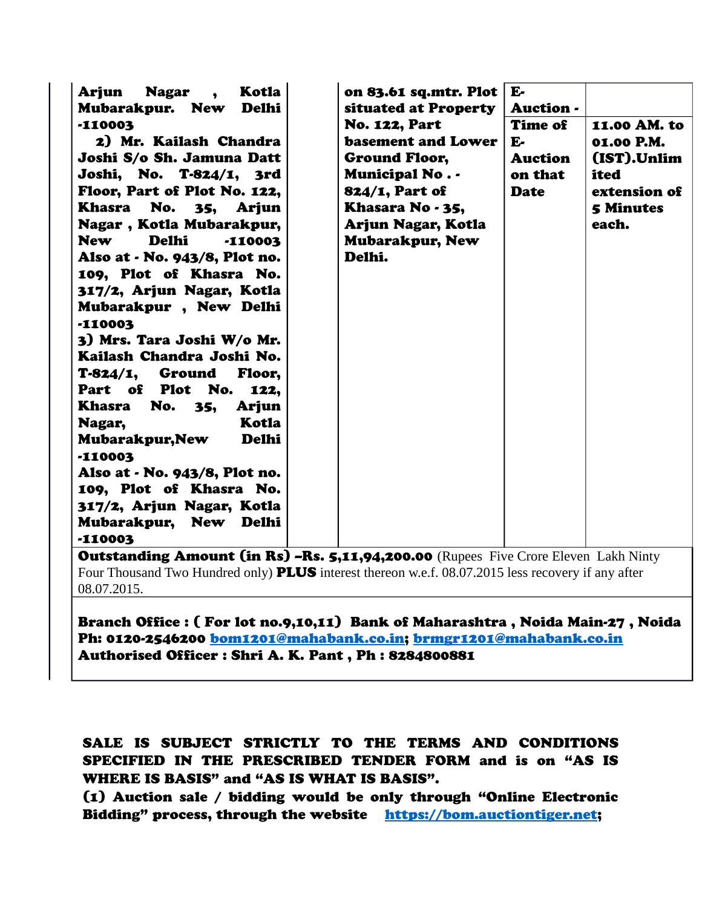| | | | | |
|---|---|---|---|---|
| **Arjun Nagar , Kotla Mubarakpur. New Delhi -110003**<br>**2) Mr. Kailash Chandra Joshi S/o Sh. Jamuna Datt Joshi, No. T-824/1, 3rd Floor, Part of Plot No. 122, Khasra No. 35, Arjun Nagar , Kotla Mubarakpur, New Delhi -110003**<br>**Also at - No. 943/8, Plot no. 109, Plot of Khasra No. 317/2, Arjun Nagar, Kotla Mubarakpur , New Delhi -110003**<br>**3) Mrs. Tara Joshi W/o Mr. Kailash Chandra Joshi No. T-824/1, Ground Floor, Part of Plot No. 122, Khasra No. 35, Arjun Nagar, Kotla Mubarakpur,New Delhi -110003**<br>**Also at - No. 943/8, Plot no. 109, Plot of Khasra No. 317/2, Arjun Nagar, Kotla Mubarakpur, New Delhi -110003** | | **on 83.61 sq.mtr. Plot situated at Property No. 122, Part basement and Lower Ground Floor, Municipal No . - 824/1, Part of Khasara No - 35, Arjun Nagar, Kotla Mubarakpur, New Delhi.** | **E-Auction -** | |
| | | | **Time of E-Auction on that Date** | **11.00 AM. to 01.00 P.M. (IST).Unlimited extension of 5 Minutes each.** |

**Outstanding Amount (in Rs) –Rs. 5,11,94,200.00** (Rupees Five Crore Eleven Lakh Ninty Four Thousand Two Hundred only) **PLUS** interest thereon w.e.f. 08.07.2015 less recovery if any after 08.07.2015.

**Branch Office : ( For lot no.9,10,11) Bank of Maharashtra , Noida Main-27 , Noida Ph: 0120-2546200 bom1201@mahabank.co.in; brmgr1201@mahabank.co.in**
**Authorised Officer : Shri A. K. Pant , Ph : 8284800881**

**SALE IS SUBJECT STRICTLY TO THE TERMS AND CONDITIONS SPECIFIED IN THE PRESCRIBED TENDER FORM and is on "AS IS WHERE IS BASIS" and "AS IS WHAT IS BASIS".**

**(1) Auction sale / bidding would be only through "Online Electronic Bidding" process, through the website https://bom.auctiontiger.net;**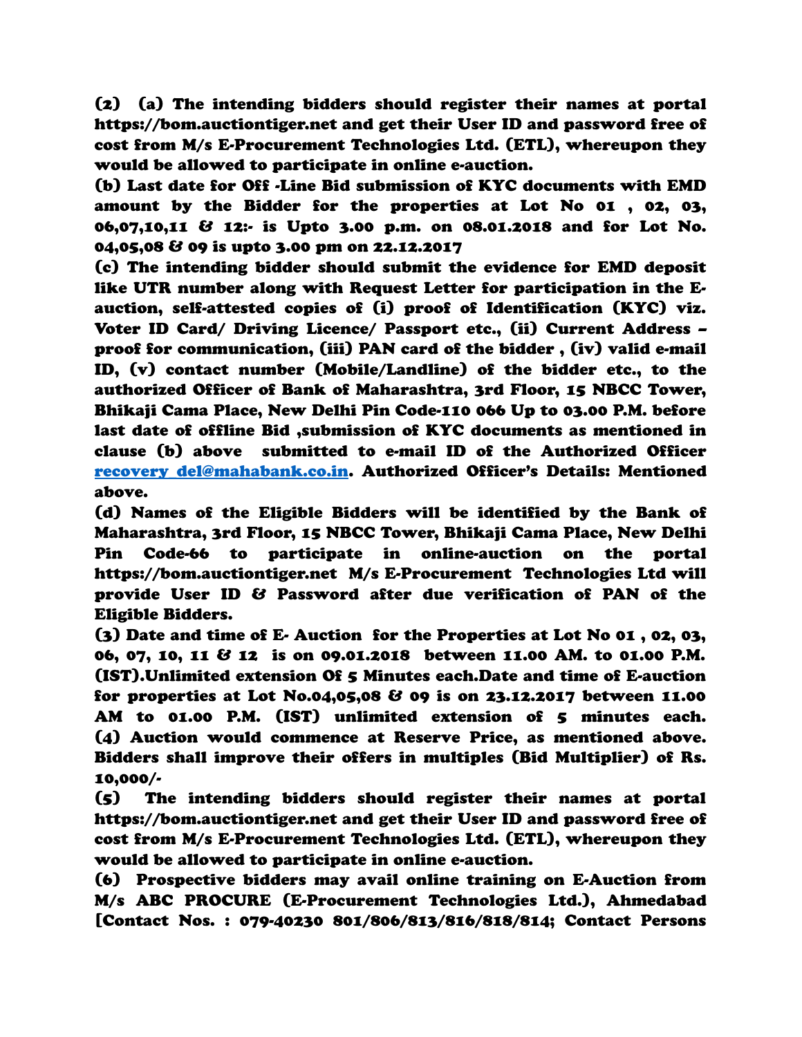**(2) (a) The intending bidders should register their names at portal https://bom.auctiontiger.net and get their User ID and password free of cost from M/s E-Procurement Technologies Ltd. (ETL), whereupon they would be allowed to participate in online e-auction.**

**(b) Last date for Off -Line Bid submission of KYC documents with EMD amount by the Bidder for the properties at Lot No 01 , 02, 03, 06,07,10,11 & 12:- is Upto 3.00 p.m. on 08.01.2018 and for Lot No. 04,05,08 & 09 is upto 3.00 pm on 22.12.2017**

**(c) The intending bidder should submit the evidence for EMD deposit like UTR number along with Request Letter for participation in the E-auction, self-attested copies of (i) proof of Identification (KYC) viz. Voter ID Card/ Driving Licence/ Passport etc., (ii) Current Address – proof for communication, (iii) PAN card of the bidder , (iv) valid e-mail ID, (v) contact number (Mobile/Landline) of the bidder etc., to the authorized Officer of Bank of Maharashtra, 3rd Floor, 15 NBCC Tower, Bhikaji Cama Place, New Delhi Pin Code-110 066 Up to 03.00 P.M. before last date of offline Bid ,submission of KYC documents as mentioned in clause (b) above submitted to e-mail ID of the Authorized Officer recovery_del@mahabank.co.in. Authorized Officer's Details: Mentioned above.**

**(d) Names of the Eligible Bidders will be identified by the Bank of Maharashtra, 3rd Floor, 15 NBCC Tower, Bhikaji Cama Place, New Delhi Pin Code-66 to participate in online-auction on the portal https://bom.auctiontiger.net M/s E-Procurement Technologies Ltd will provide User ID & Password after due verification of PAN of the Eligible Bidders.**

**(3) Date and time of E- Auction for the Properties at Lot No 01 , 02, 03, 06, 07, 10, 11 & 12 is on 09.01.2018 between 11.00 AM. to 01.00 P.M. (IST).Unlimited extension Of 5 Minutes each.Date and time of E-auction for properties at Lot No.04,05,08 & 09 is on 23.12.2017 between 11.00 AM to 01.00 P.M. (IST) unlimited extension of 5 minutes each.**

**(4) Auction would commence at Reserve Price, as mentioned above. Bidders shall improve their offers in multiples (Bid Multiplier) of Rs. 10,000/-**

**(5) The intending bidders should register their names at portal https://bom.auctiontiger.net and get their User ID and password free of cost from M/s E-Procurement Technologies Ltd. (ETL), whereupon they would be allowed to participate in online e-auction.**

**(6) Prospective bidders may avail online training on E-Auction from M/s ABC PROCURE (E-Procurement Technologies Ltd.), Ahmedabad [Contact Nos. : 079-40230 801/806/813/816/818/814; Contact Persons**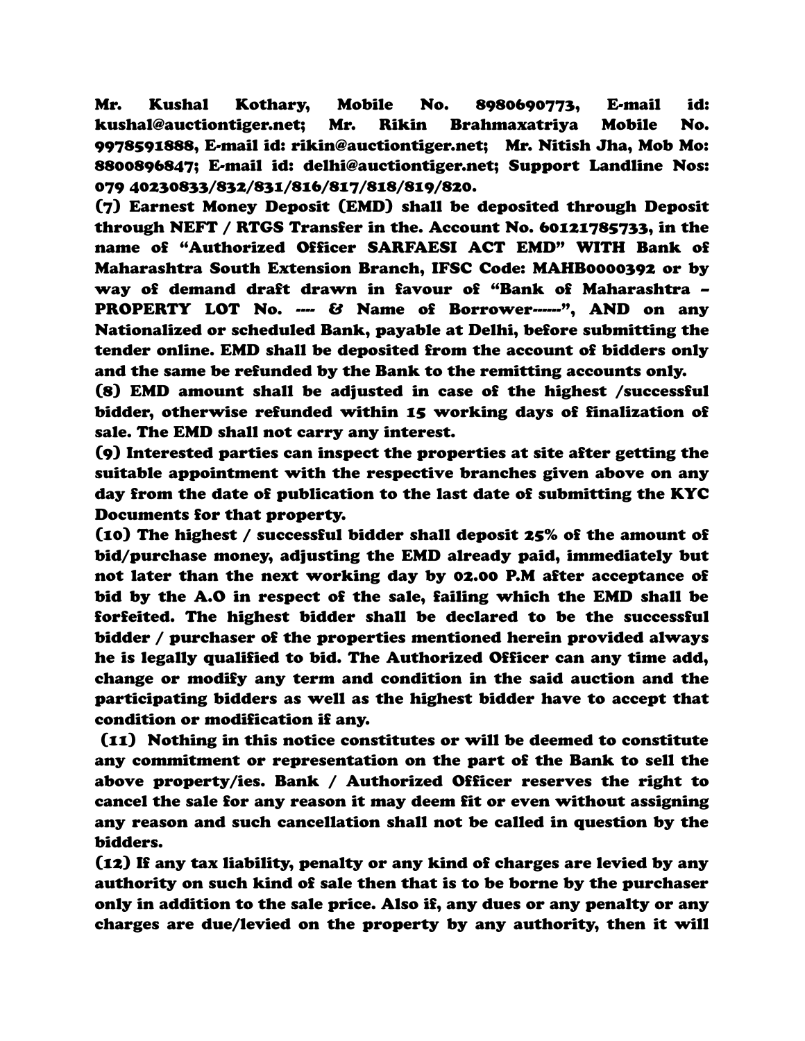**Mr. Kushal Kothary, Mobile No. 8980690773, E-mail id: kushal@auctiontiger.net; Mr. Rikin Brahmaxatriya Mobile No. 9978591888, E-mail id: rikin@auctiontiger.net; Mr. Nitish Jha, Mob Mo: 8800896847; E-mail id: delhi@auctiontiger.net; Support Landline Nos: 079 40230833/832/831/816/817/818/819/820.**

**(7) Earnest Money Deposit (EMD) shall be deposited through Deposit through NEFT / RTGS Transfer in the. Account No. 60121785733, in the name of "Authorized Officer SARFAESI ACT EMD" WITH Bank of Maharashtra South Extension Branch, IFSC Code: MAHB0000392 or by way of demand draft drawn in favour of "Bank of Maharashtra – PROPERTY LOT No. ---- & Name of Borrower------", AND on any Nationalized or scheduled Bank, payable at Delhi, before submitting the tender online. EMD shall be deposited from the account of bidders only and the same be refunded by the Bank to the remitting accounts only.**

**(8) EMD amount shall be adjusted in case of the highest /successful bidder, otherwise refunded within 15 working days of finalization of sale. The EMD shall not carry any interest.**

**(9) Interested parties can inspect the properties at site after getting the suitable appointment with the respective branches given above on any day from the date of publication to the last date of submitting the KYC Documents for that property.**

**(10) The highest / successful bidder shall deposit 25% of the amount of bid/purchase money, adjusting the EMD already paid, immediately but not later than the next working day by 02.00 P.M after acceptance of bid by the A.O in respect of the sale, failing which the EMD shall be forfeited. The highest bidder shall be declared to be the successful bidder / purchaser of the properties mentioned herein provided always he is legally qualified to bid. The Authorized Officer can any time add, change or modify any term and condition in the said auction and the participating bidders as well as the highest bidder have to accept that condition or modification if any.**

**(11) Nothing in this notice constitutes or will be deemed to constitute any commitment or representation on the part of the Bank to sell the above property/ies. Bank / Authorized Officer reserves the right to cancel the sale for any reason it may deem fit or even without assigning any reason and such cancellation shall not be called in question by the bidders.**

**(12) If any tax liability, penalty or any kind of charges are levied by any authority on such kind of sale then that is to be borne by the purchaser only in addition to the sale price. Also if, any dues or any penalty or any charges are due/levied on the property by any authority, then it will**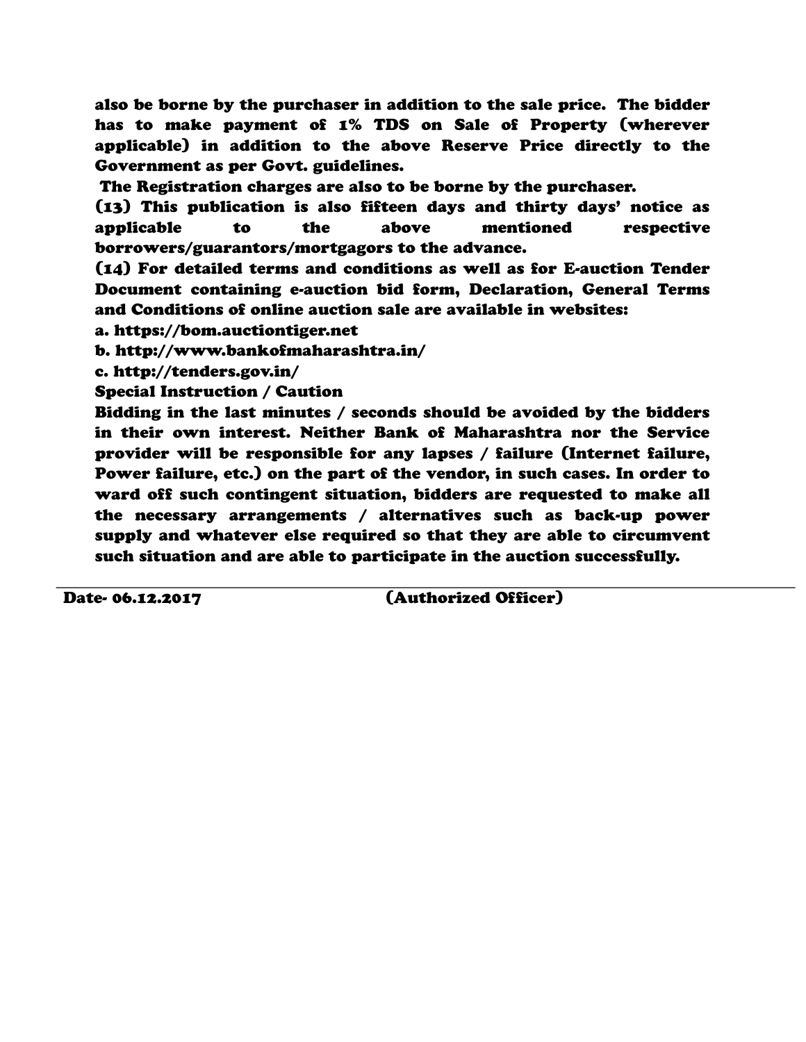**also be borne by the purchaser in addition to the sale price. The bidder has to make payment of 1% TDS on Sale of Property (wherever applicable) in addition to the above Reserve Price directly to the Government as per Govt. guidelines.**

**The Registration charges are also to be borne by the purchaser.**

**(13) This publication is also fifteen days and thirty days' notice as applicable to the above mentioned respective borrowers/guarantors/mortgagors to the advance.**

**(14) For detailed terms and conditions as well as for E-auction Tender Document containing e-auction bid form, Declaration, General Terms and Conditions of online auction sale are available in websites:**

**a. https://bom.auctiontiger.net**

**b. http://www.bankofmaharashtra.in/**

**c. http://tenders.gov.in/**

**Special Instruction / Caution**

**Bidding in the last minutes / seconds should be avoided by the bidders in their own interest. Neither Bank of Maharashtra nor the Service provider will be responsible for any lapses / failure (Internet failure, Power failure, etc.) on the part of the vendor, in such cases. In order to ward off such contingent situation, bidders are requested to make all the necessary arrangements / alternatives such as back-up power supply and whatever else required so that they are able to circumvent such situation and are able to participate in the auction successfully.**

---

**Date- 06.12.2017** **(Authorized Officer)**